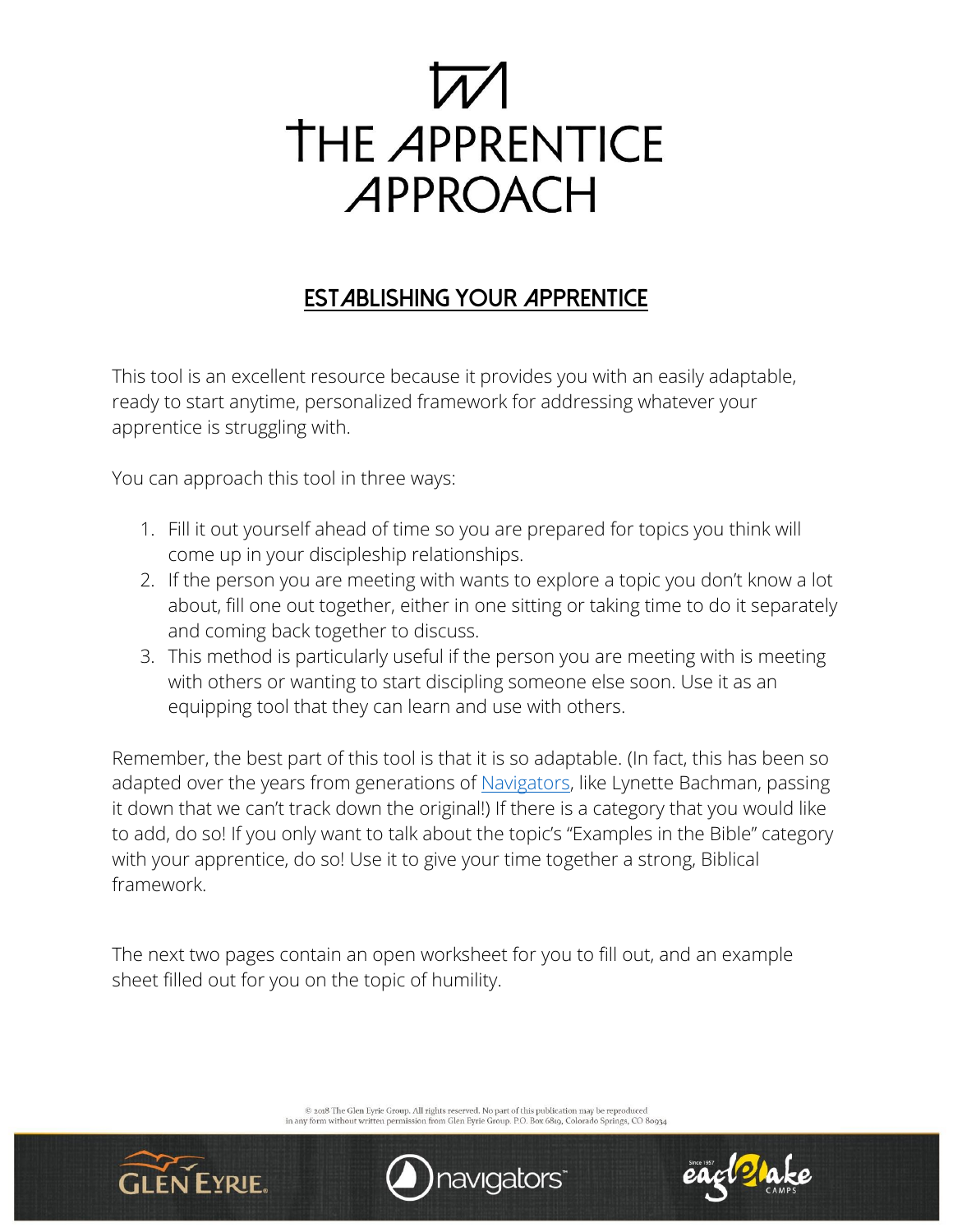# THE APPRENTICE APPROACH

## ESTABLISHING YOUR APPRENTICE

This tool is an excellent resource because it provides you with an easily adaptable, ready to start anytime, personalized framework for addressing whatever your apprentice is struggling with.

You can approach this tool in three ways:

1. Fill it out yourself ahead of time so you are prepared for topics you think will come up in your discipleship relationships.
2. If the person you are meeting with wants to explore a topic you don't know a lot about, fill one out together, either in one sitting or taking time to do it separately and coming back together to discuss.
3. This method is particularly useful if the person you are meeting with is meeting with others or wanting to start discipling someone else soon. Use it as an equipping tool that they can learn and use with others.

Remember, the best part of this tool is that it is so adaptable. (In fact, this has been so adapted over the years from generations of Navigators, like Lynette Bachman, passing it down that we can't track down the original!) If there is a category that you would like to add, do so! If you only want to talk about the topic's "Examples in the Bible" category with your apprentice, do so! Use it to give your time together a strong, Biblical framework.

The next two pages contain an open worksheet for you to fill out, and an example sheet filled out for you on the topic of humility.

© 2018 The Glen Eyrie Group. All rights reserved. No part of this publication may be reproduced in any form without written permission from Glen Eyrie Group. P.O. Box 6819, Colorado Springs, CO 80934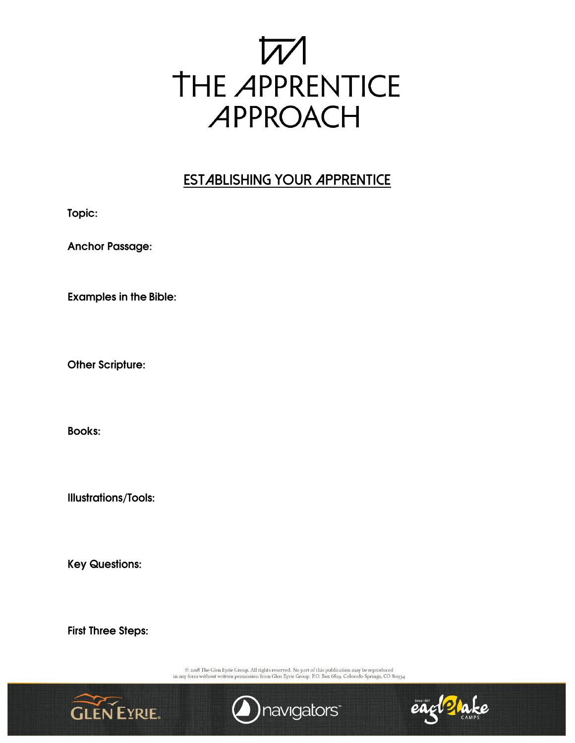# THE APPRENTICE APPROACH

## ESTABLISHING YOUR APPRENTICE

**Topic:**

**Anchor Passage:**

**Examples in the Bible:**

**Other Scripture:**

**Books:**

**Illustrations/Tools:**

**Key Questions:**

**First Three Steps:**

© 2018 The Glen Eyrie Group. All rights reserved. No part of this publication may be reproduced in any form without written permission from Glen Eyrie Group. P.O. Box 6819, Colorado Springs, CO 80934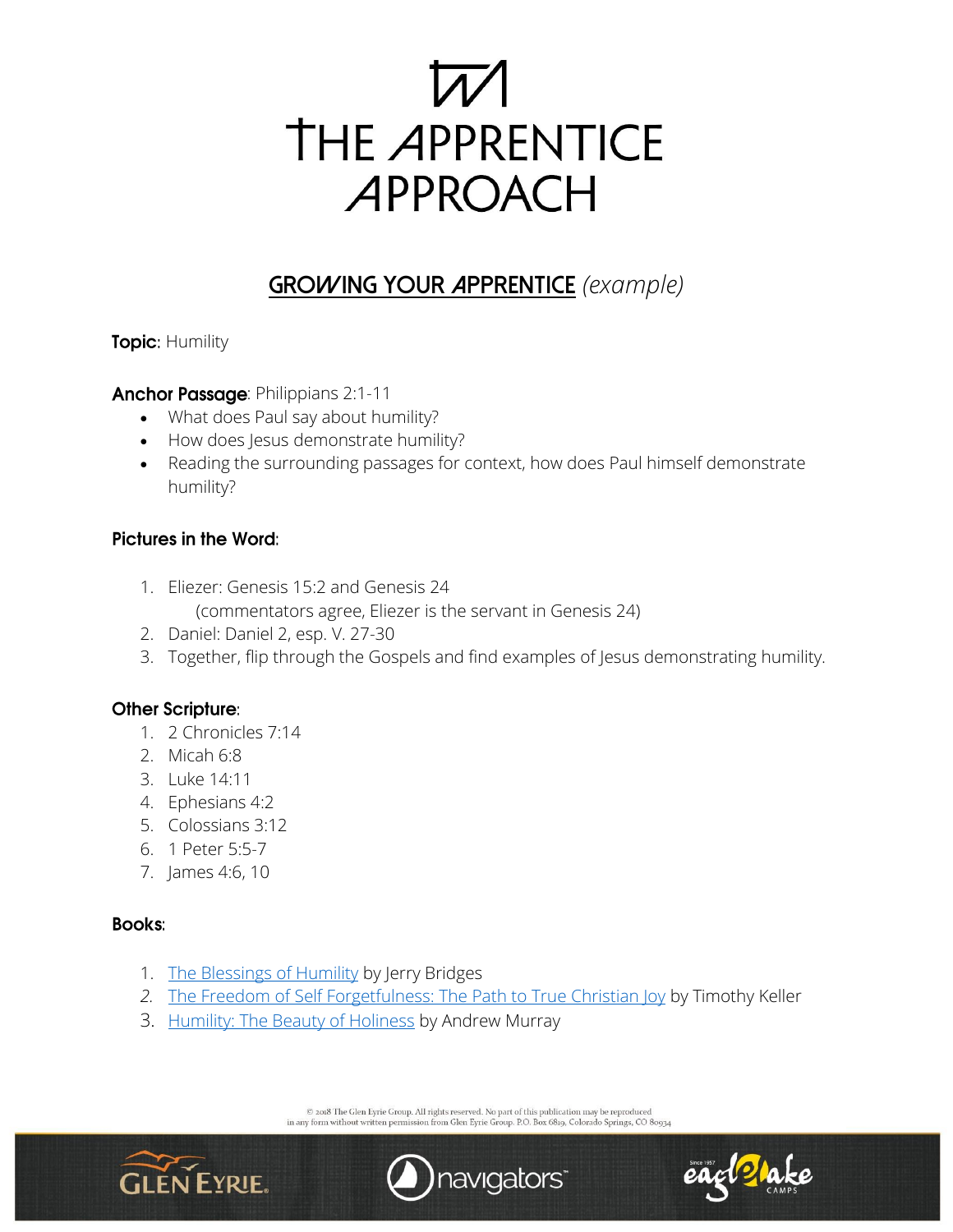# THE APPRENTICE APPROACH

## GROWING YOUR APPRENTICE *(example)*

**Topic**: Humility

**Anchor Passage**: Philippians 2:1-11

- What does Paul say about humility?
- How does Jesus demonstrate humility?
- Reading the surrounding passages for context, how does Paul himself demonstrate humility?

**Pictures in the Word:**

1. Eliezer: Genesis 15:2 and Genesis 24
   (commentators agree, Eliezer is the servant in Genesis 24)
2. Daniel: Daniel 2, esp. V. 27-30
3. Together, flip through the Gospels and find examples of Jesus demonstrating humility.

**Other Scripture**:

1. 2 Chronicles 7:14
2. Micah 6:8
3. Luke 14:11
4. Ephesians 4:2
5. Colossians 3:12
6. 1 Peter 5:5-7
7. James 4:6, 10

**Books:**

1. The Blessings of Humility by Jerry Bridges
2. The Freedom of Self Forgetfulness: The Path to True Christian Joy by Timothy Keller
3. Humility: The Beauty of Holiness by Andrew Murray

© 2018 The Glen Eyrie Group. All rights reserved. No part of this publication may be reproduced in any form without written permission from Glen Eyrie Group. P.O. Box 6819, Colorado Springs, CO 80934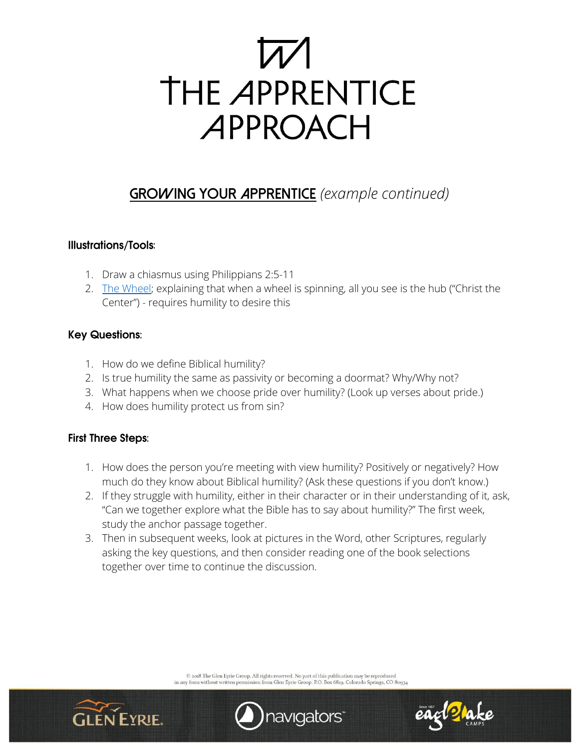# THE APPRENTICE APPROACH

## GROWING YOUR APPRENTICE *(example continued)*

### Illustrations/Tools:

1. Draw a chiasmus using Philippians 2:5-11
2. The Wheel; explaining that when a wheel is spinning, all you see is the hub ("Christ the Center") - requires humility to desire this

### Key Questions:

1. How do we define Biblical humility?
2. Is true humility the same as passivity or becoming a doormat? Why/Why not?
3. What happens when we choose pride over humility? (Look up verses about pride.)
4. How does humility protect us from sin?

### First Three Steps:

1. How does the person you're meeting with view humility? Positively or negatively? How much do they know about Biblical humility? (Ask these questions if you don't know.)
2. If they struggle with humility, either in their character or in their understanding of it, ask, "Can we together explore what the Bible has to say about humility?" The first week, study the anchor passage together.
3. Then in subsequent weeks, look at pictures in the Word, other Scriptures, regularly asking the key questions, and then consider reading one of the book selections together over time to continue the discussion.

© 2018 The Glen Eyrie Group. All rights reserved. No part of this publication may be reproduced in any form without written permission from Glen Eyrie Group. P.O. Box 6819, Colorado Springs, CO 80934